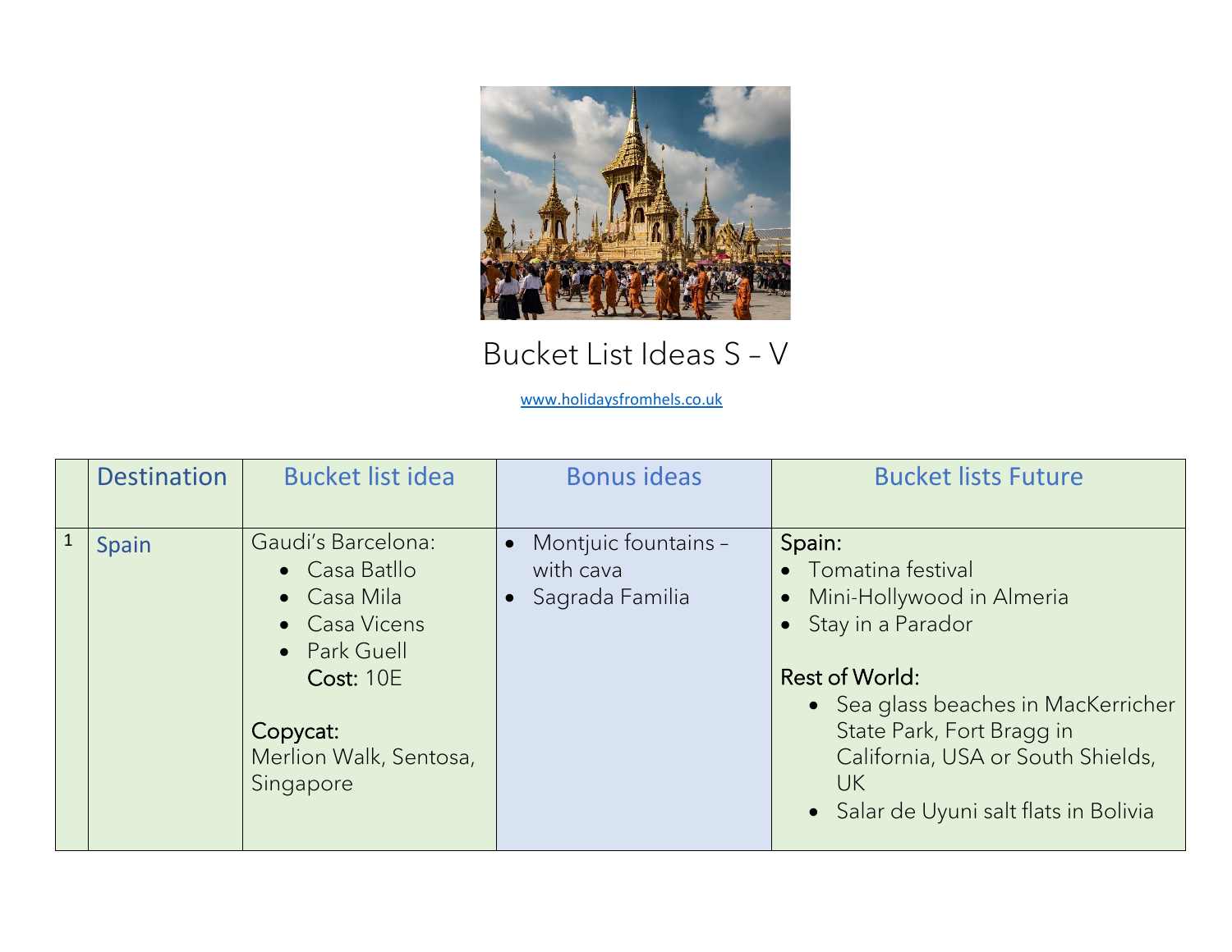# Bucket List Ideas S – V

www.holidaysfromhels.co.uk

| | Destination | Bucket list idea | Bonus ideas | Bucket lists Future |
|---|---|---|---|---|
| 1 | Spain | Gaudi's Barcelona:<br>• Casa Batllo<br>• Casa Mila<br>• Casa Vicens<br>• Park Guell<br>**Cost:** 10E<br><br>**Copycat:**<br>Merlion Walk, Sentosa, Singapore | • Montjuic fountains – with cava<br>• Sagrada Familia | **Spain:**<br>• Tomatina festival<br>• Mini-Hollywood in Almeria<br>• Stay in a Parador<br><br>**Rest of World:**<br>• Sea glass beaches in MacKerricher State Park, Fort Bragg in California, USA or South Shields, UK<br>• Salar de Uyuni salt flats in Bolivia |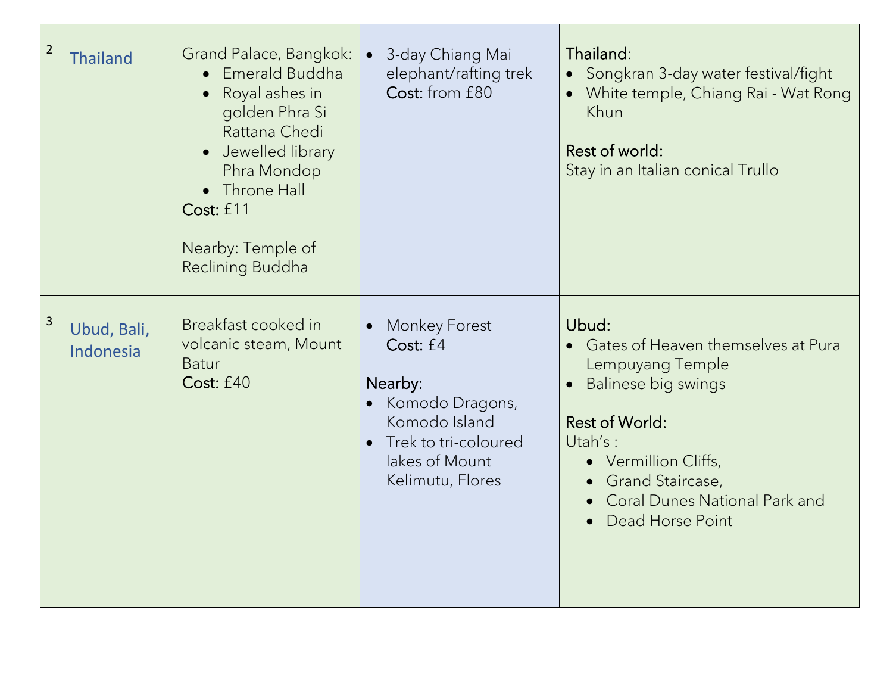| 2 | Thailand | Grand Palace, Bangkok:<br>• Emerald Buddha<br>• Royal ashes in golden Phra Si Rattana Chedi<br>• Jewelled library Phra Mondop<br>• Throne Hall<br>Cost: £11<br><br>Nearby: Temple of Reclining Buddha | • 3-day Chiang Mai elephant/rafting trek<br>Cost: from £80 | **Thailand**:<br>• Songkran 3-day water festival/fight<br>• White temple, Chiang Rai - Wat Rong Khun<br><br>**Rest of world:**<br>Stay in an Italian conical Trullo |
|---|---|---|---|---|
| 3 | Ubud, Bali, Indonesia | Breakfast cooked in volcanic steam, Mount Batur<br>Cost: £40 | • Monkey Forest<br>Cost: £4<br><br>Nearby:<br>• Komodo Dragons, Komodo Island<br>• Trek to tri-coloured lakes of Mount Kelimutu, Flores | **Ubud:**<br>• Gates of Heaven themselves at Pura Lempuyang Temple<br>• Balinese big swings<br><br>**Rest of World:**<br>Utah's :<br>• Vermillion Cliffs,<br>• Grand Staircase,<br>• Coral Dunes National Park and<br>• Dead Horse Point |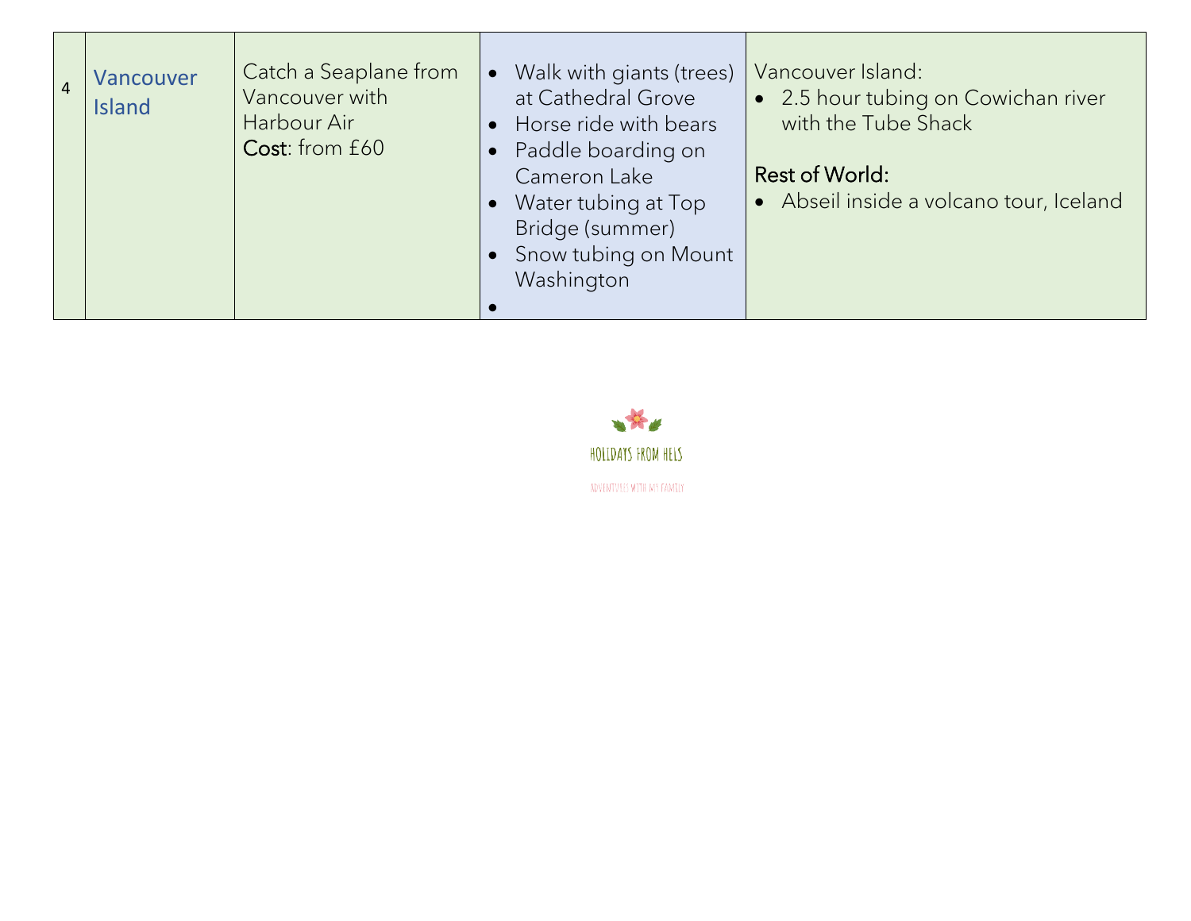| | | | | |
|---|---|---|---|---|
| 4 | Vancouver Island | Catch a Seaplane from Vancouver with Harbour Air<br>**Cost**: from £60 | • Walk with giants (trees) at Cathedral Grove<br>• Horse ride with bears<br>• Paddle boarding on Cameron Lake<br>• Water tubing at Top Bridge (summer)<br>• Snow tubing on Mount Washington<br>• | Vancouver Island:<br>• 2.5 hour tubing on Cowichan river with the Tube Shack<br><br>**Rest of World:**<br>• Abseil inside a volcano tour, Iceland |

HOLIDAYS FROM HELS

ADVENTURES WITH MY FAMILY